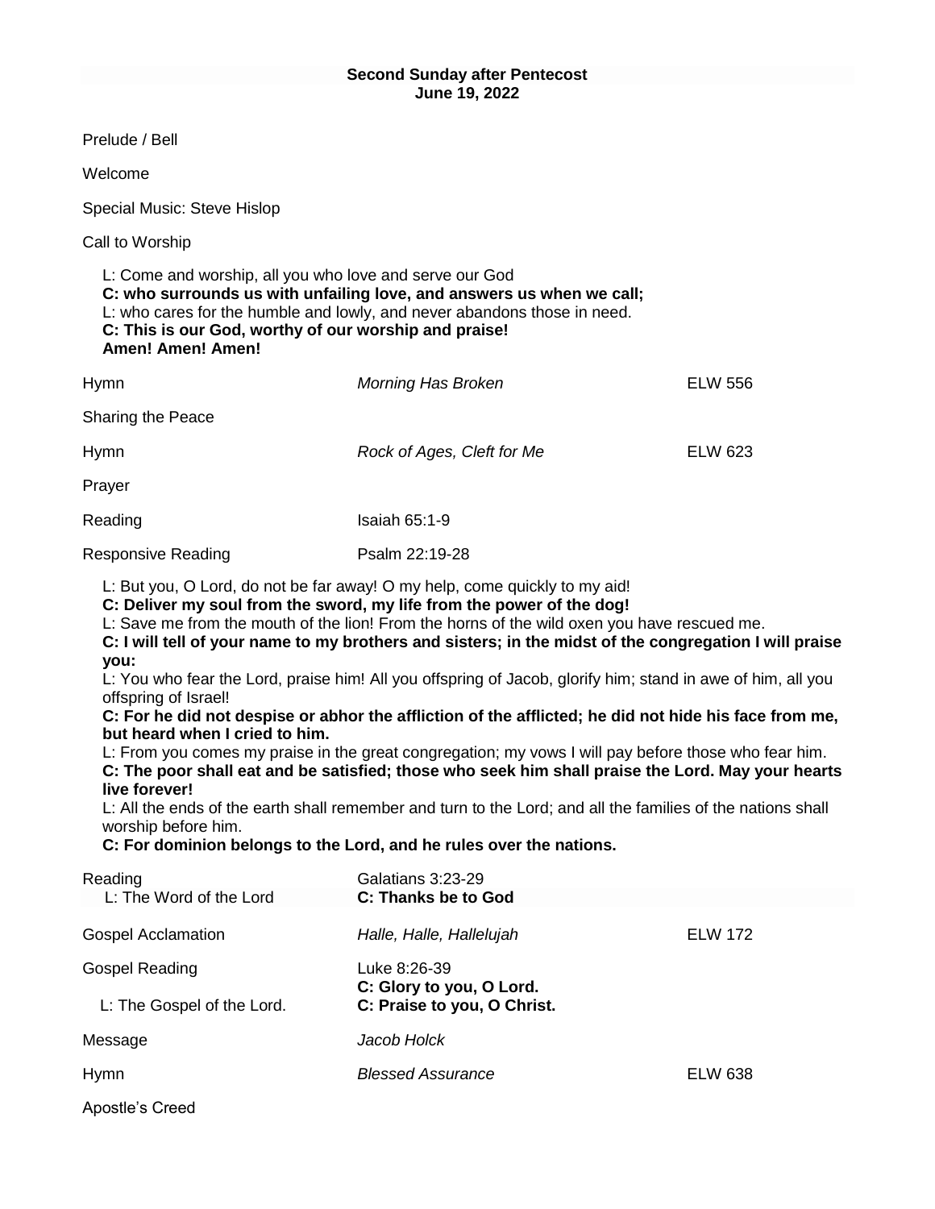**Second Sunday after Pentecost**
**June 19, 2022**

Prelude / Bell

Welcome

Special Music: Steve Hislop

Call to Worship

L: Come and worship, all you who love and serve our God
**C: who surrounds us with unfailing love, and answers us when we call;**
L: who cares for the humble and lowly, and never abandons those in need.
**C: This is our God, worthy of our worship and praise!**
**Amen! Amen! Amen!**

| | | |
|---|---|---|
| Hymn | *Morning Has Broken* | ELW 556 |
| Sharing the Peace | | |
| Hymn | *Rock of Ages, Cleft for Me* | ELW 623 |
| Prayer | | |
| Reading | Isaiah 65:1-9 | |
| Responsive Reading | Psalm 22:19-28 | |

L: But you, O Lord, do not be far away! O my help, come quickly to my aid!
**C: Deliver my soul from the sword, my life from the power of the dog!**
L: Save me from the mouth of the lion! From the horns of the wild oxen you have rescued me.
**C: I will tell of your name to my brothers and sisters; in the midst of the congregation I will praise you:**
L: You who fear the Lord, praise him! All you offspring of Jacob, glorify him; stand in awe of him, all you offspring of Israel!
**C: For he did not despise or abhor the affliction of the afflicted; he did not hide his face from me, but heard when I cried to him.**
L: From you comes my praise in the great congregation; my vows I will pay before those who fear him.
**C: The poor shall eat and be satisfied; those who seek him shall praise the Lord. May your hearts live forever!**
L: All the ends of the earth shall remember and turn to the Lord; and all the families of the nations shall worship before him.
**C: For dominion belongs to the Lord, and he rules over the nations.**

| | | |
|---|---|---|
| Reading | Galatians 3:23-29 | |
| L: The Word of the Lord | **C: Thanks be to God** | |
| Gospel Acclamation | *Halle, Halle, Hallelujah* | ELW 172 |
| Gospel Reading | Luke 8:26-39 | |
| | **C: Glory to you, O Lord.** | |
| L: The Gospel of the Lord. | **C: Praise to you, O Christ.** | |
| Message | *Jacob Holck* | |
| Hymn | *Blessed Assurance* | ELW 638 |

Apostle's Creed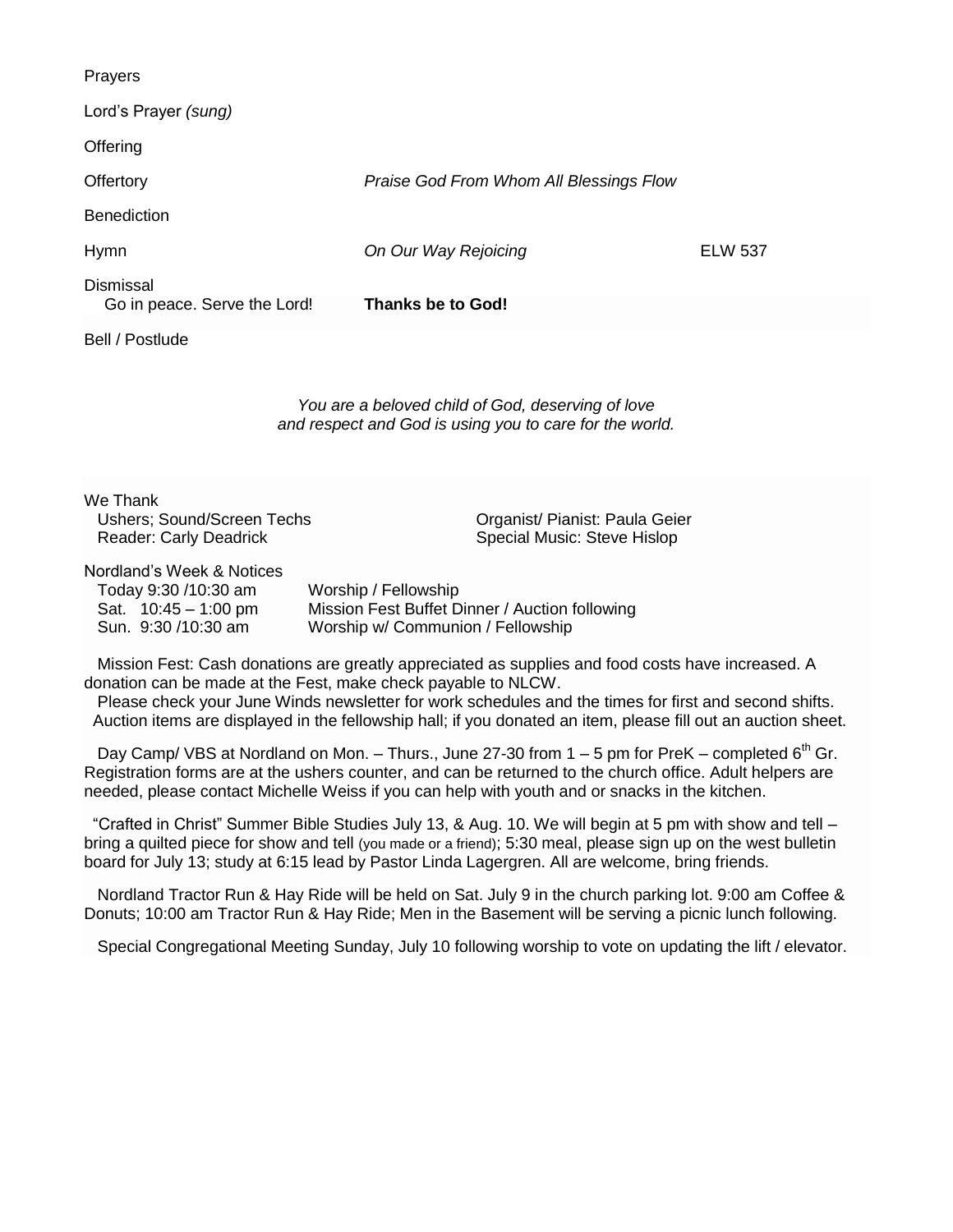Prayers

Lord's Prayer *(sung)*

Offering

| | | |
|---|---|---|
| Offertory | *Praise God From Whom All Blessings Flow* | |
| Benediction | | |
| Hymn | *On Our Way Rejoicing* | ELW 537 |

Dismissal
Go in peace. Serve the Lord! **Thanks be to God!**

Bell / Postlude

*You are a beloved child of God, deserving of love and respect and God is using you to care for the world.*

We Thank

| | |
|---|---|
| Ushers; Sound/Screen Techs | Organist/ Pianist: Paula Geier |
| Reader: Carly Deadrick | Special Music: Steve Hislop |

Nordland's Week & Notices

| | |
|---|---|
| Today 9:30 /10:30 am | Worship / Fellowship |
| Sat. 10:45 – 1:00 pm | Mission Fest Buffet Dinner / Auction following |
| Sun. 9:30 /10:30 am | Worship w/ Communion / Fellowship |

Mission Fest: Cash donations are greatly appreciated as supplies and food costs have increased. A donation can be made at the Fest, make check payable to NLCW.
Please check your June Winds newsletter for work schedules and the times for first and second shifts. Auction items are displayed in the fellowship hall; if you donated an item, please fill out an auction sheet.

Day Camp/ VBS at Nordland on Mon. – Thurs., June 27-30 from 1 – 5 pm for PreK – completed 6th Gr. Registration forms are at the ushers counter, and can be returned to the church office. Adult helpers are needed, please contact Michelle Weiss if you can help with youth and or snacks in the kitchen.

"Crafted in Christ" Summer Bible Studies July 13, & Aug. 10. We will begin at 5 pm with show and tell – bring a quilted piece for show and tell (you made or a friend); 5:30 meal, please sign up on the west bulletin board for July 13; study at 6:15 lead by Pastor Linda Lagergren. All are welcome, bring friends.

Nordland Tractor Run & Hay Ride will be held on Sat. July 9 in the church parking lot. 9:00 am Coffee & Donuts; 10:00 am Tractor Run & Hay Ride; Men in the Basement will be serving a picnic lunch following.

Special Congregational Meeting Sunday, July 10 following worship to vote on updating the lift / elevator.